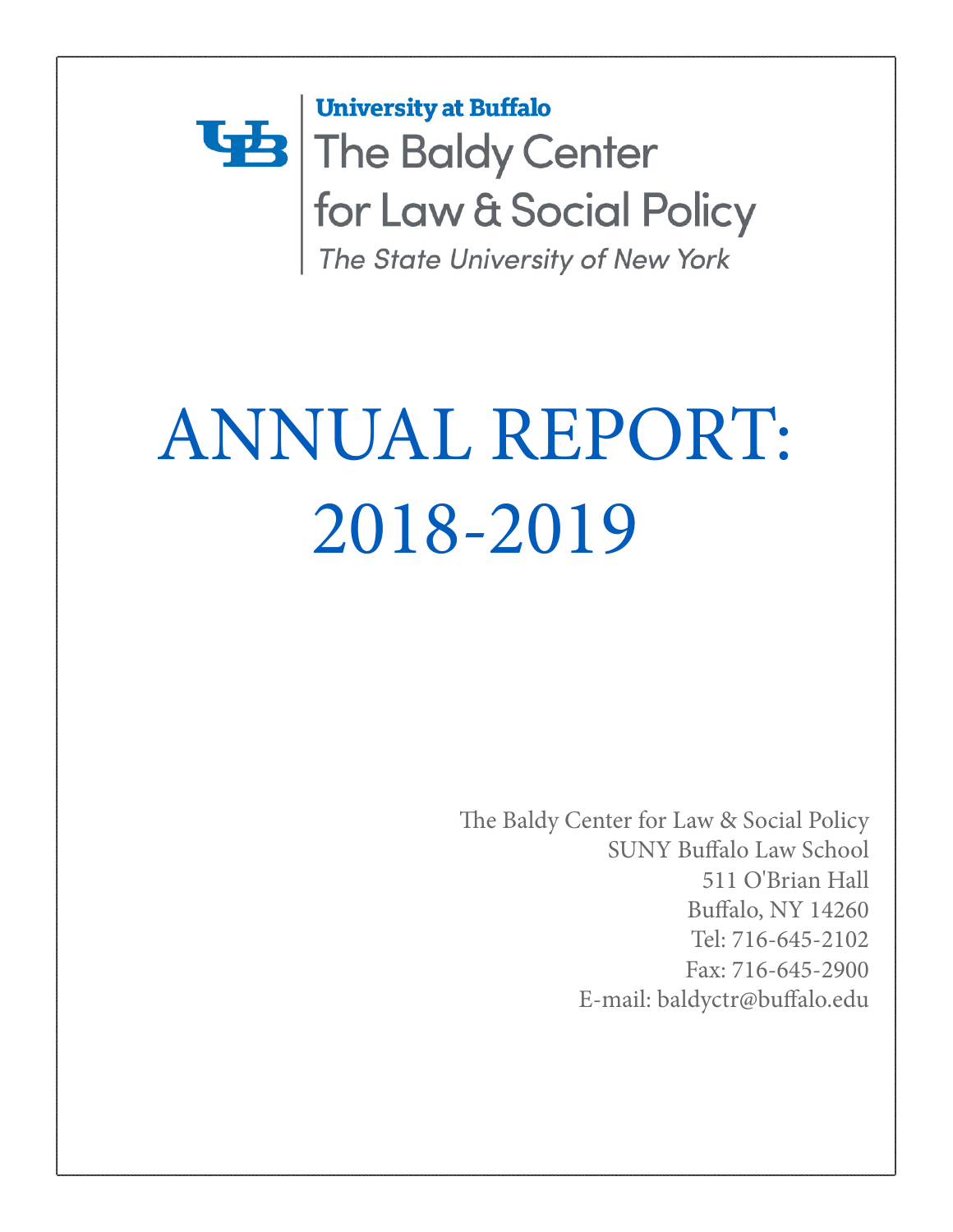University at Buffalo

The Baldy Center for Law & Social Policy

*The State University of New York*

# ANNUAL REPORT: 2018-2019

The Baldy Center for Law & Social Policy
SUNY Buffalo Law School
511 O'Brian Hall
Buffalo, NY 14260
Tel: 716-645-2102
Fax: 716-645-2900
E-mail: baldyctr@buffalo.edu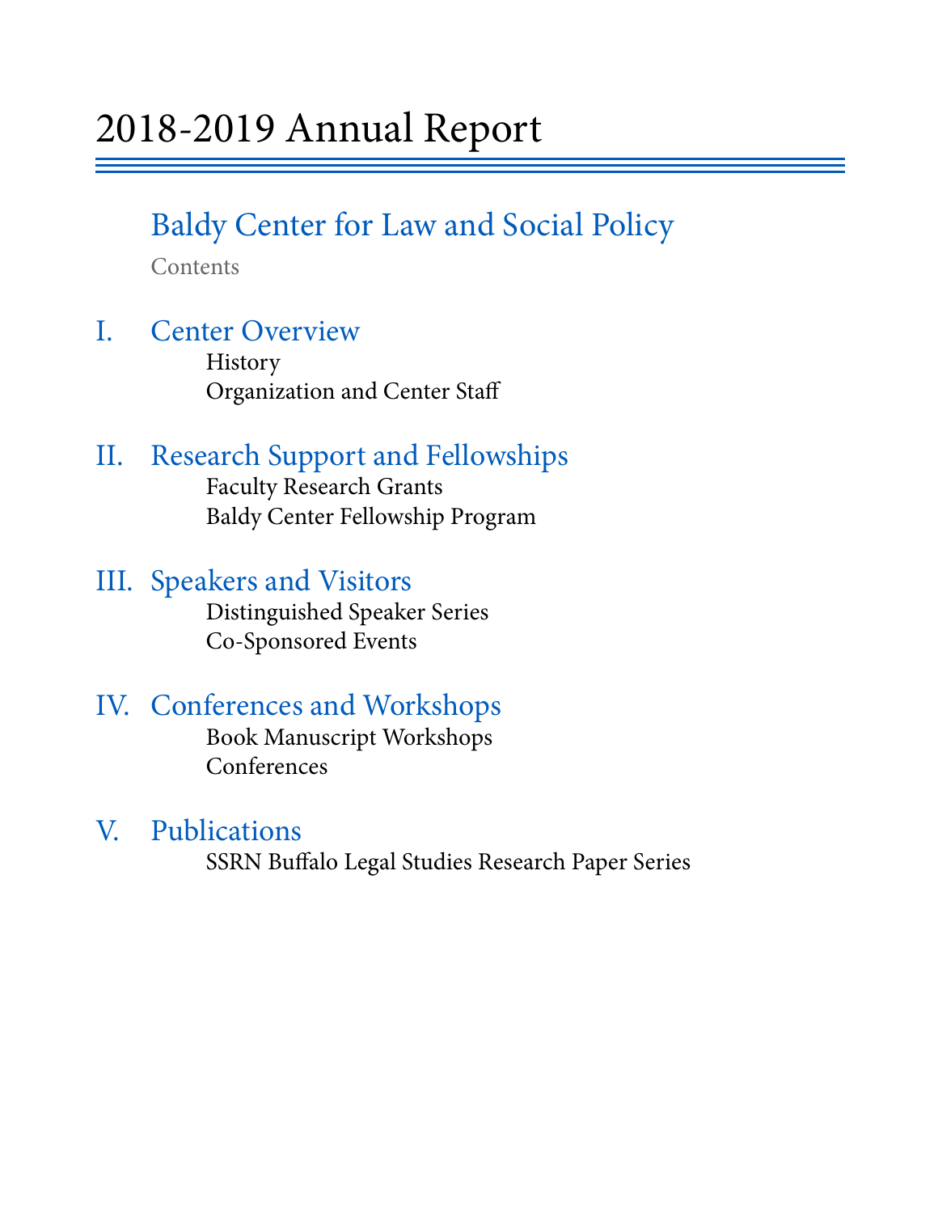# 2018-2019 Annual Report

## Baldy Center for Law and Social Policy

Contents

### I. Center Overview

- History
- Organization and Center Staff

### II. Research Support and Fellowships

- Faculty Research Grants
- Baldy Center Fellowship Program

### III. Speakers and Visitors

- Distinguished Speaker Series
- Co-Sponsored Events

### IV. Conferences and Workshops

- Book Manuscript Workshops
- Conferences

### V. Publications

- SSRN Buffalo Legal Studies Research Paper Series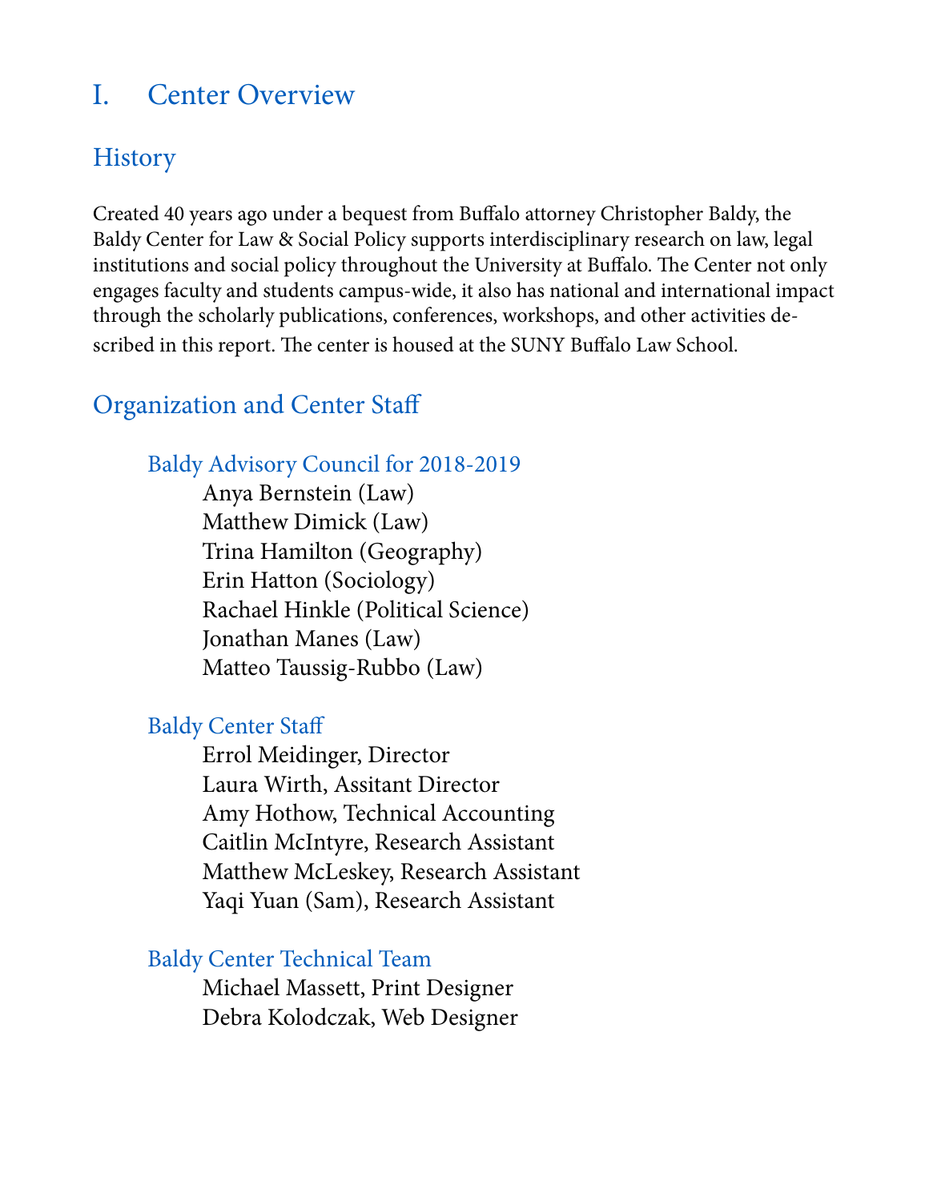# I. Center Overview

## History

Created 40 years ago under a bequest from Buffalo attorney Christopher Baldy, the Baldy Center for Law & Social Policy supports interdisciplinary research on law, legal institutions and social policy throughout the University at Buffalo. The Center not only engages faculty and students campus-wide, it also has national and international impact through the scholarly publications, conferences, workshops, and other activities described in this report. The center is housed at the SUNY Buffalo Law School.

## Organization and Center Staff

### Baldy Advisory Council for 2018-2019

Anya Bernstein (Law)
Matthew Dimick (Law)
Trina Hamilton (Geography)
Erin Hatton (Sociology)
Rachael Hinkle (Political Science)
Jonathan Manes (Law)
Matteo Taussig-Rubbo (Law)

### Baldy Center Staff

Errol Meidinger, Director
Laura Wirth, Assitant Director
Amy Hothow, Technical Accounting
Caitlin McIntyre, Research Assistant
Matthew McLeskey, Research Assistant
Yaqi Yuan (Sam), Research Assistant

### Baldy Center Technical Team

Michael Massett, Print Designer
Debra Kolodczak, Web Designer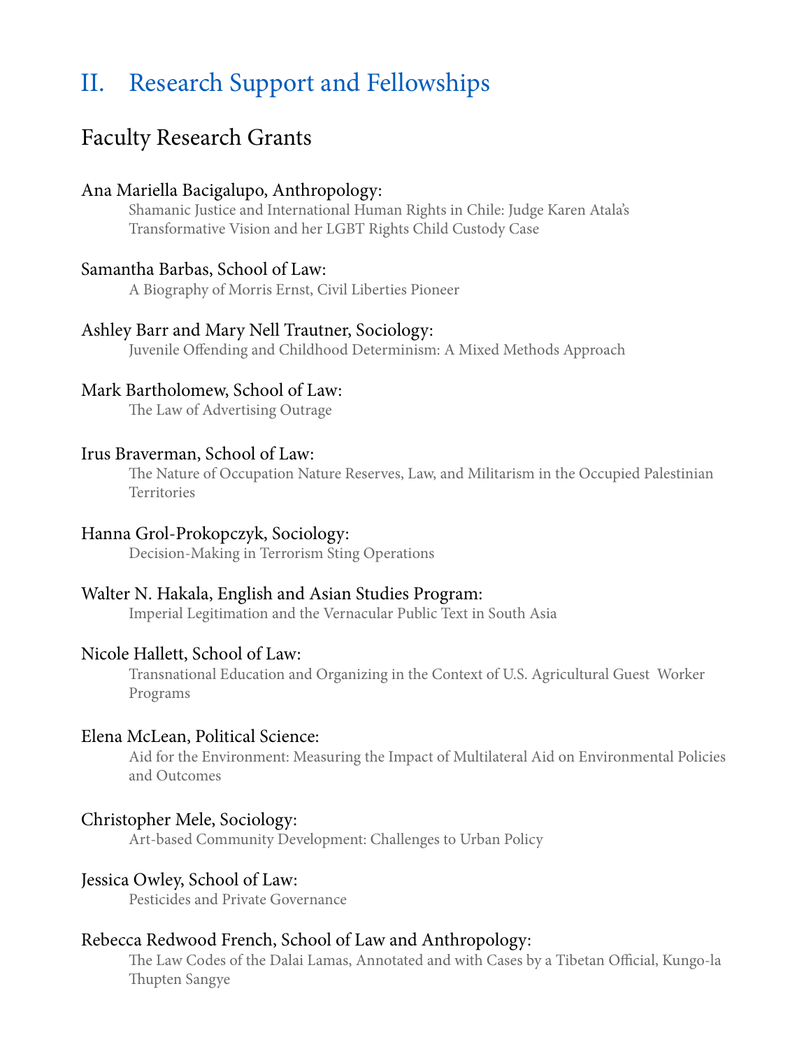# II. Research Support and Fellowships

## Faculty Research Grants

Ana Mariella Bacigalupo, Anthropology:

Shamanic Justice and International Human Rights in Chile: Judge Karen Atala's Transformative Vision and her LGBT Rights Child Custody Case

Samantha Barbas, School of Law:

A Biography of Morris Ernst, Civil Liberties Pioneer

Ashley Barr and Mary Nell Trautner, Sociology:

Juvenile Offending and Childhood Determinism: A Mixed Methods Approach

Mark Bartholomew, School of Law:

The Law of Advertising Outrage

Irus Braverman, School of Law:

The Nature of Occupation Nature Reserves, Law, and Militarism in the Occupied Palestinian Territories

Hanna Grol-Prokopczyk, Sociology:

Decision-Making in Terrorism Sting Operations

Walter N. Hakala, English and Asian Studies Program:

Imperial Legitimation and the Vernacular Public Text in South Asia

Nicole Hallett, School of Law:

Transnational Education and Organizing in the Context of U.S. Agricultural Guest Worker Programs

Elena McLean, Political Science:

Aid for the Environment: Measuring the Impact of Multilateral Aid on Environmental Policies and Outcomes

Christopher Mele, Sociology:

Art-based Community Development: Challenges to Urban Policy

Jessica Owley, School of Law:

Pesticides and Private Governance

Rebecca Redwood French, School of Law and Anthropology:

The Law Codes of the Dalai Lamas, Annotated and with Cases by a Tibetan Official, Kungo-la Thupten Sangye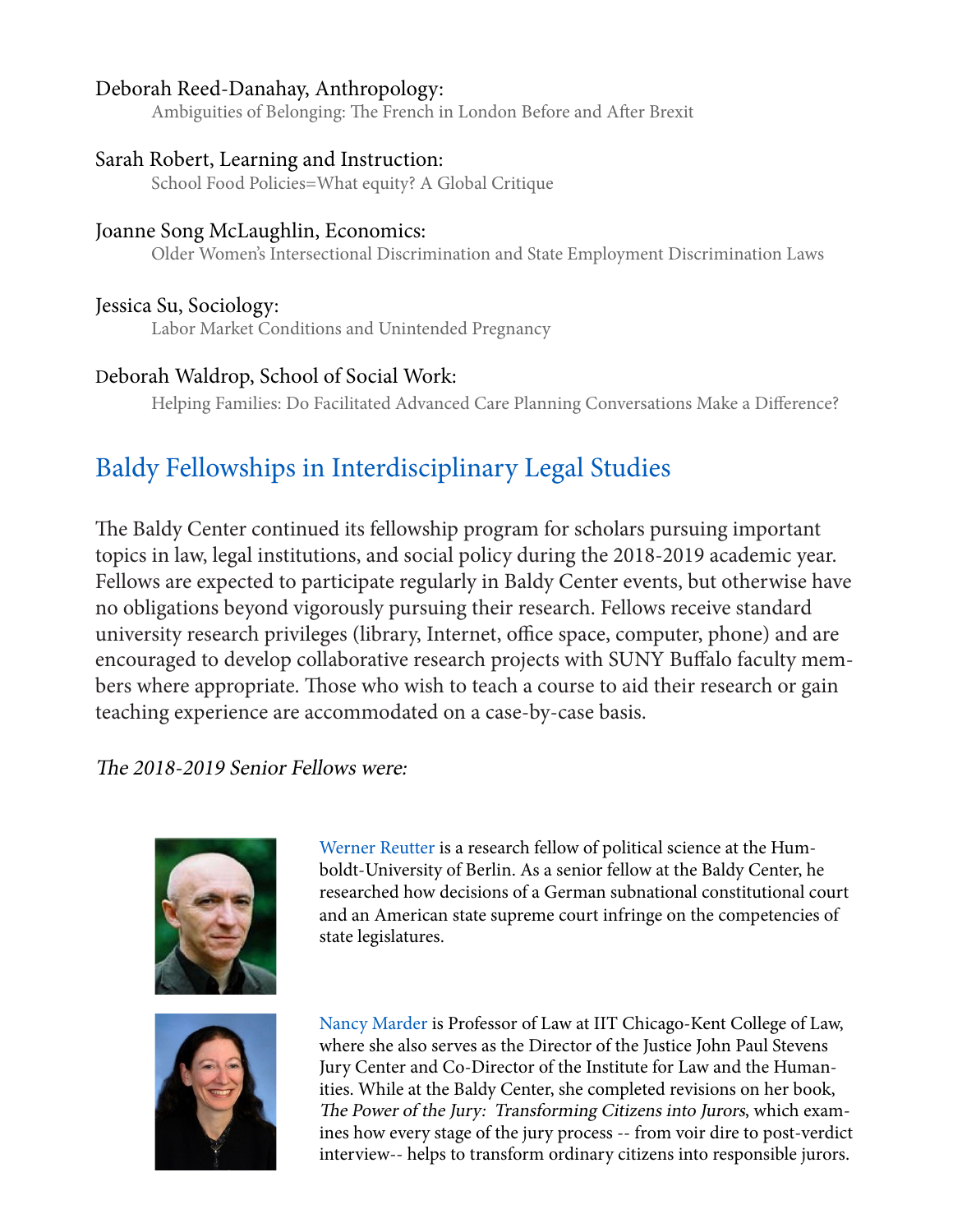Deborah Reed-Danahay, Anthropology:

Ambiguities of Belonging: The French in London Before and After Brexit

Sarah Robert, Learning and Instruction:

School Food Policies=What equity? A Global Critique

Joanne Song McLaughlin, Economics:

Older Women's Intersectional Discrimination and State Employment Discrimination Laws

Jessica Su, Sociology:

Labor Market Conditions and Unintended Pregnancy

Deborah Waldrop, School of Social Work:

Helping Families: Do Facilitated Advanced Care Planning Conversations Make a Difference?

## Baldy Fellowships in Interdisciplinary Legal Studies

The Baldy Center continued its fellowship program for scholars pursuing important topics in law, legal institutions, and social policy during the 2018-2019 academic year. Fellows are expected to participate regularly in Baldy Center events, but otherwise have no obligations beyond vigorously pursuing their research. Fellows receive standard university research privileges (library, Internet, office space, computer, phone) and are encouraged to develop collaborative research projects with SUNY Buffalo faculty members where appropriate. Those who wish to teach a course to aid their research or gain teaching experience are accommodated on a case-by-case basis.

*The 2018-2019 Senior Fellows were:*

Werner Reutter is a research fellow of political science at the Humboldt-University of Berlin. As a senior fellow at the Baldy Center, he researched how decisions of a German subnational constitutional court and an American state supreme court infringe on the competencies of state legislatures.

Nancy Marder is Professor of Law at IIT Chicago-Kent College of Law, where she also serves as the Director of the Justice John Paul Stevens Jury Center and Co-Director of the Institute for Law and the Humanities. While at the Baldy Center, she completed revisions on her book, *The Power of the Jury: Transforming Citizens into Jurors*, which examines how every stage of the jury process -- from voir dire to post-verdict interview-- helps to transform ordinary citizens into responsible jurors.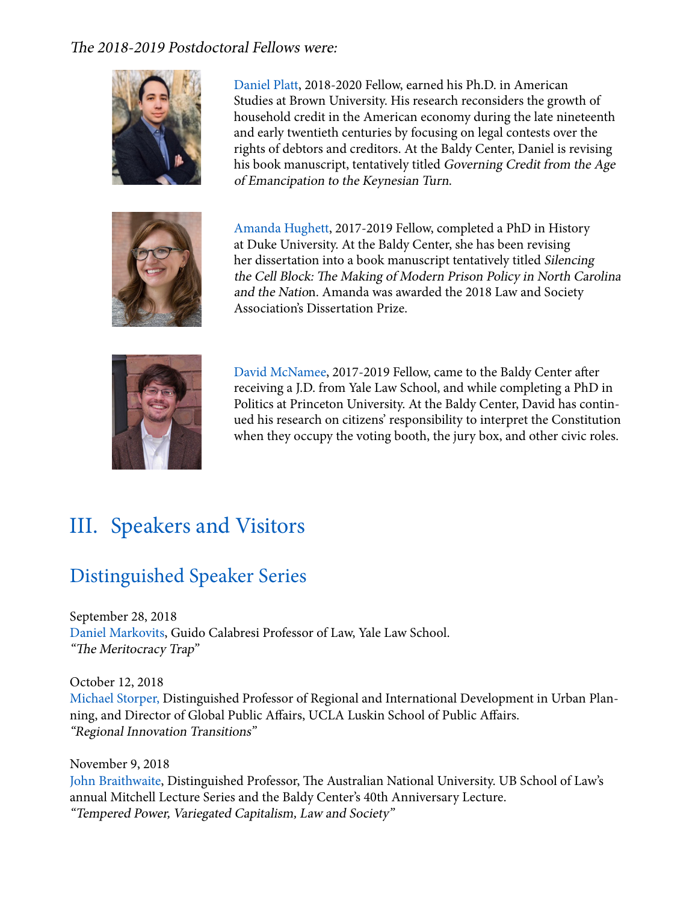*The 2018-2019 Postdoctoral Fellows were:*

Daniel Platt, 2018-2020 Fellow, earned his Ph.D. in American Studies at Brown University. His research reconsiders the growth of household credit in the American economy during the late nineteenth and early twentieth centuries by focusing on legal contests over the rights of debtors and creditors. At the Baldy Center, Daniel is revising his book manuscript, tentatively titled *Governing Credit from the Age of Emancipation to the Keynesian Turn*.

Amanda Hughett, 2017-2019 Fellow, completed a PhD in History at Duke University. At the Baldy Center, she has been revising her dissertation into a book manuscript tentatively titled *Silencing the Cell Block: The Making of Modern Prison Policy in North Carolina and the Nation*. Amanda was awarded the 2018 Law and Society Association's Dissertation Prize.

David McNamee, 2017-2019 Fellow, came to the Baldy Center after receiving a J.D. from Yale Law School, and while completing a PhD in Politics at Princeton University. At the Baldy Center, David has continued his research on citizens' responsibility to interpret the Constitution when they occupy the voting booth, the jury box, and other civic roles.

# III. Speakers and Visitors

## Distinguished Speaker Series

September 28, 2018
Daniel Markovits, Guido Calabresi Professor of Law, Yale Law School.
*"The Meritocracy Trap"*

October 12, 2018
Michael Storper, Distinguished Professor of Regional and International Development in Urban Planning, and Director of Global Public Affairs, UCLA Luskin School of Public Affairs.
*"Regional Innovation Transitions"*

November 9, 2018
John Braithwaite, Distinguished Professor, The Australian National University. UB School of Law's annual Mitchell Lecture Series and the Baldy Center's 40th Anniversary Lecture.
*"Tempered Power, Variegated Capitalism, Law and Society"*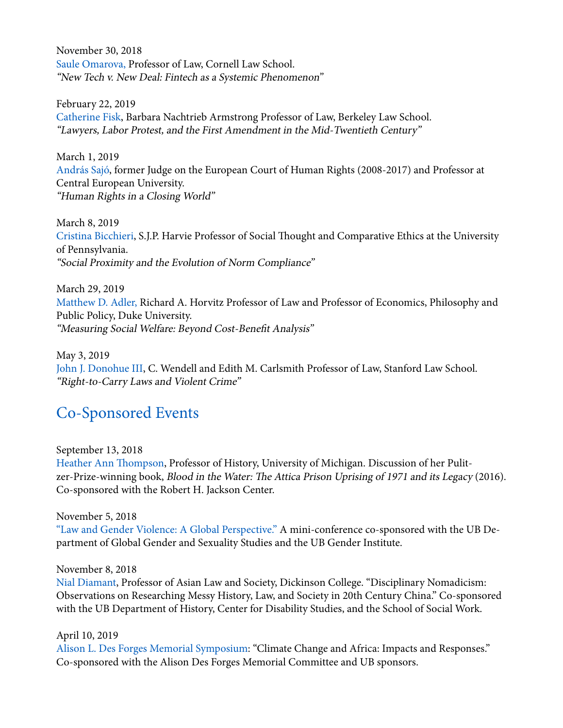November 30, 2018
Saule Omarova, Professor of Law, Cornell Law School.
*"New Tech v. New Deal: Fintech as a Systemic Phenomenon"*

February 22, 2019
Catherine Fisk, Barbara Nachtrieb Armstrong Professor of Law, Berkeley Law School.
*"Lawyers, Labor Protest, and the First Amendment in the Mid-Twentieth Century"*

March 1, 2019
András Sajó, former Judge on the European Court of Human Rights (2008-2017) and Professor at Central European University.
*"Human Rights in a Closing World"*

March 8, 2019
Cristina Bicchieri, S.J.P. Harvie Professor of Social Thought and Comparative Ethics at the University of Pennsylvania.
*"Social Proximity and the Evolution of Norm Compliance"*

March 29, 2019
Matthew D. Adler, Richard A. Horvitz Professor of Law and Professor of Economics, Philosophy and Public Policy, Duke University.
*"Measuring Social Welfare: Beyond Cost-Benefit Analysis"*

May 3, 2019
John J. Donohue III, C. Wendell and Edith M. Carlsmith Professor of Law, Stanford Law School.
*"Right-to-Carry Laws and Violent Crime"*

## Co-Sponsored Events

September 13, 2018
Heather Ann Thompson, Professor of History, University of Michigan. Discussion of her Pulitzer-Prize-winning book, *Blood in the Water: The Attica Prison Uprising of 1971 and its Legacy* (2016). Co-sponsored with the Robert H. Jackson Center.

November 5, 2018
"Law and Gender Violence: A Global Perspective." A mini-conference co-sponsored with the UB Department of Global Gender and Sexuality Studies and the UB Gender Institute.

November 8, 2018
Nial Diamant, Professor of Asian Law and Society, Dickinson College. "Disciplinary Nomadicism: Observations on Researching Messy History, Law, and Society in 20th Century China." Co-sponsored with the UB Department of History, Center for Disability Studies, and the School of Social Work.

April 10, 2019
Alison L. Des Forges Memorial Symposium: "Climate Change and Africa: Impacts and Responses." Co-sponsored with the Alison Des Forges Memorial Committee and UB sponsors.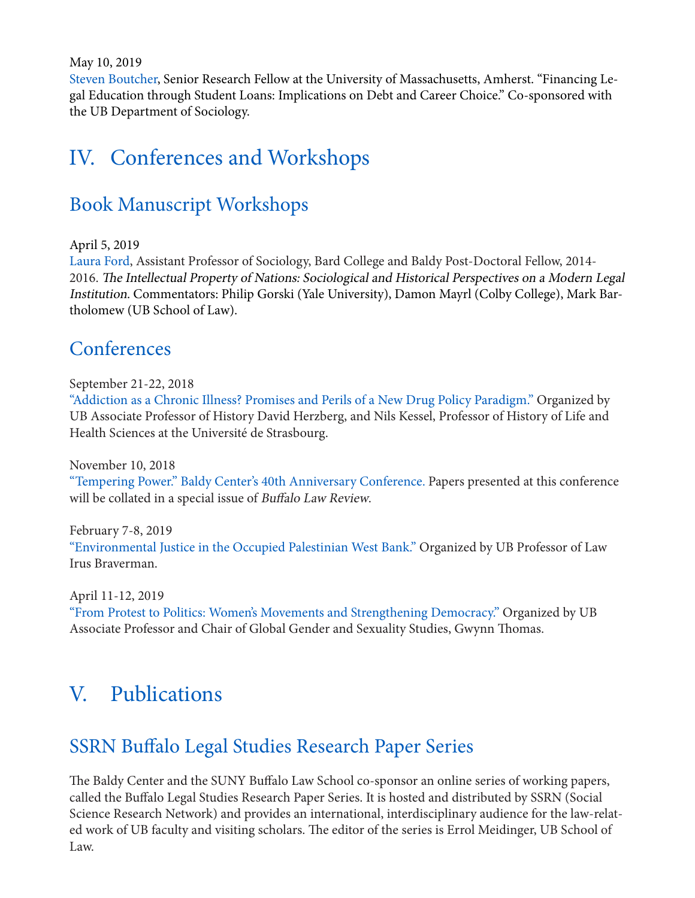May 10, 2019
Steven Boutcher, Senior Research Fellow at the University of Massachusetts, Amherst. "Financing Legal Education through Student Loans: Implications on Debt and Career Choice." Co-sponsored with the UB Department of Sociology.

# IV. Conferences and Workshops

## Book Manuscript Workshops

April 5, 2019
Laura Ford, Assistant Professor of Sociology, Bard College and Baldy Post-Doctoral Fellow, 2014-2016. *The Intellectual Property of Nations: Sociological and Historical Perspectives on a Modern Legal Institution*. Commentators: Philip Gorski (Yale University), Damon Mayrl (Colby College), Mark Bartholomew (UB School of Law).

## Conferences

September 21-22, 2018
"Addiction as a Chronic Illness? Promises and Perils of a New Drug Policy Paradigm." Organized by UB Associate Professor of History David Herzberg, and Nils Kessel, Professor of History of Life and Health Sciences at the Université de Strasbourg.

November 10, 2018
"Tempering Power." Baldy Center's 40th Anniversary Conference. Papers presented at this conference will be collated in a special issue of *Buffalo Law Review*.

February 7-8, 2019
"Environmental Justice in the Occupied Palestinian West Bank." Organized by UB Professor of Law Irus Braverman.

April 11-12, 2019
"From Protest to Politics: Women's Movements and Strengthening Democracy." Organized by UB Associate Professor and Chair of Global Gender and Sexuality Studies, Gwynn Thomas.

# V. Publications

## SSRN Buffalo Legal Studies Research Paper Series

The Baldy Center and the SUNY Buffalo Law School co-sponsor an online series of working papers, called the Buffalo Legal Studies Research Paper Series. It is hosted and distributed by SSRN (Social Science Research Network) and provides an international, interdisciplinary audience for the law-related work of UB faculty and visiting scholars. The editor of the series is Errol Meidinger, UB School of Law.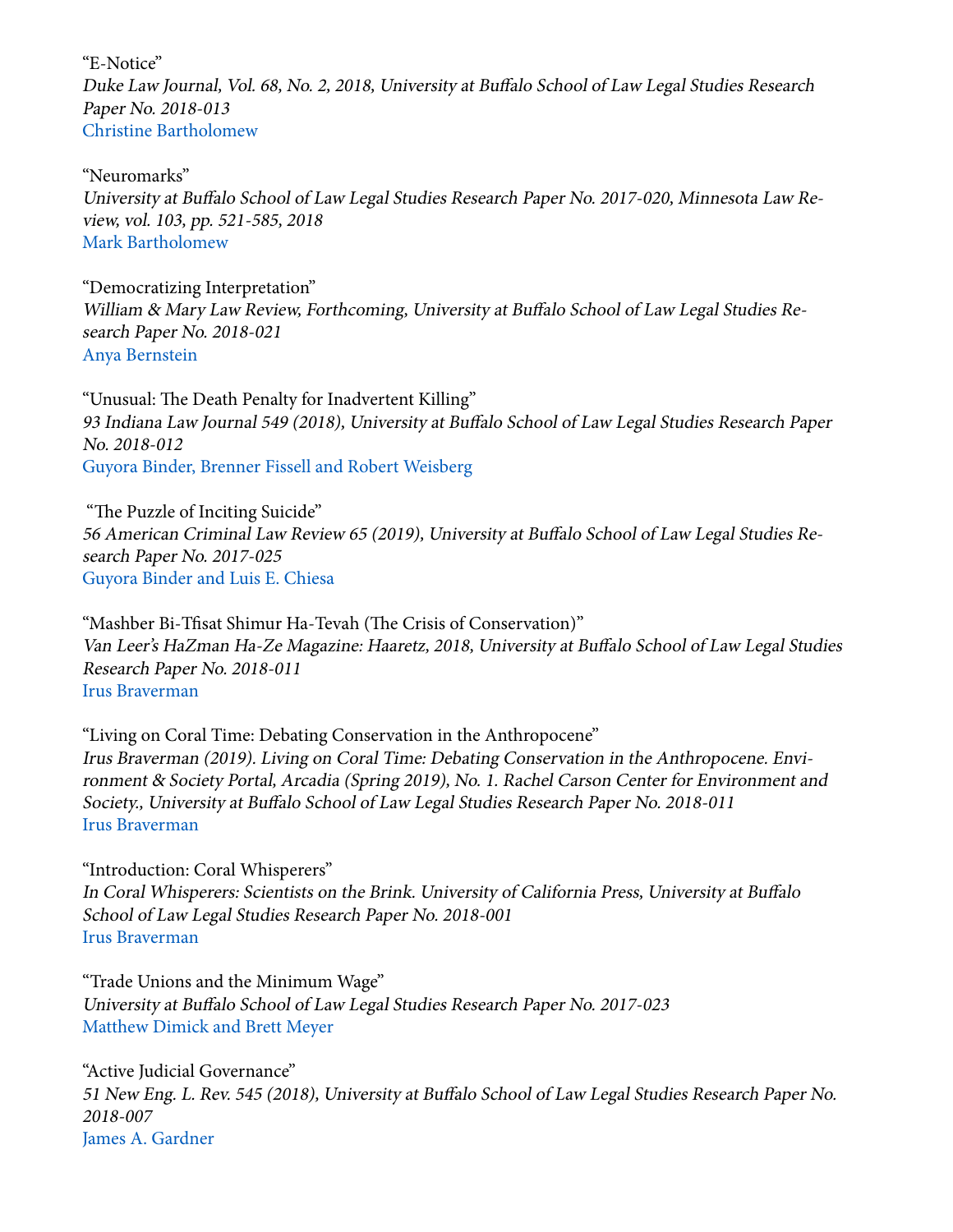"E-Notice"
*Duke Law Journal, Vol. 68, No. 2, 2018, University at Buffalo School of Law Legal Studies Research Paper No. 2018-013*
Christine Bartholomew

"Neuromarks"
*University at Buffalo School of Law Legal Studies Research Paper No. 2017-020, Minnesota Law Review, vol. 103, pp. 521-585, 2018*
Mark Bartholomew

"Democratizing Interpretation"
*William & Mary Law Review, Forthcoming, University at Buffalo School of Law Legal Studies Research Paper No. 2018-021*
Anya Bernstein

"Unusual: The Death Penalty for Inadvertent Killing"
*93 Indiana Law Journal 549 (2018), University at Buffalo School of Law Legal Studies Research Paper No. 2018-012*
Guyora Binder, Brenner Fissell and Robert Weisberg

"The Puzzle of Inciting Suicide"
*56 American Criminal Law Review 65 (2019), University at Buffalo School of Law Legal Studies Research Paper No. 2017-025*
Guyora Binder and Luis E. Chiesa

"Mashber Bi-Tfisat Shimur Ha-Tevah (The Crisis of Conservation)"
*Van Leer's HaZman Ha-Ze Magazine: Haaretz, 2018, University at Buffalo School of Law Legal Studies Research Paper No. 2018-011*
Irus Braverman

"Living on Coral Time: Debating Conservation in the Anthropocene"
*Irus Braverman (2019). Living on Coral Time: Debating Conservation in the Anthropocene. Environment & Society Portal, Arcadia (Spring 2019), No. 1. Rachel Carson Center for Environment and Society., University at Buffalo School of Law Legal Studies Research Paper No. 2018-011*
Irus Braverman

"Introduction: Coral Whisperers"
*In Coral Whisperers: Scientists on the Brink. University of California Press, University at Buffalo School of Law Legal Studies Research Paper No. 2018-001*
Irus Braverman

"Trade Unions and the Minimum Wage"
*University at Buffalo School of Law Legal Studies Research Paper No. 2017-023*
Matthew Dimick and Brett Meyer

"Active Judicial Governance"
*51 New Eng. L. Rev. 545 (2018), University at Buffalo School of Law Legal Studies Research Paper No. 2018-007*
James A. Gardner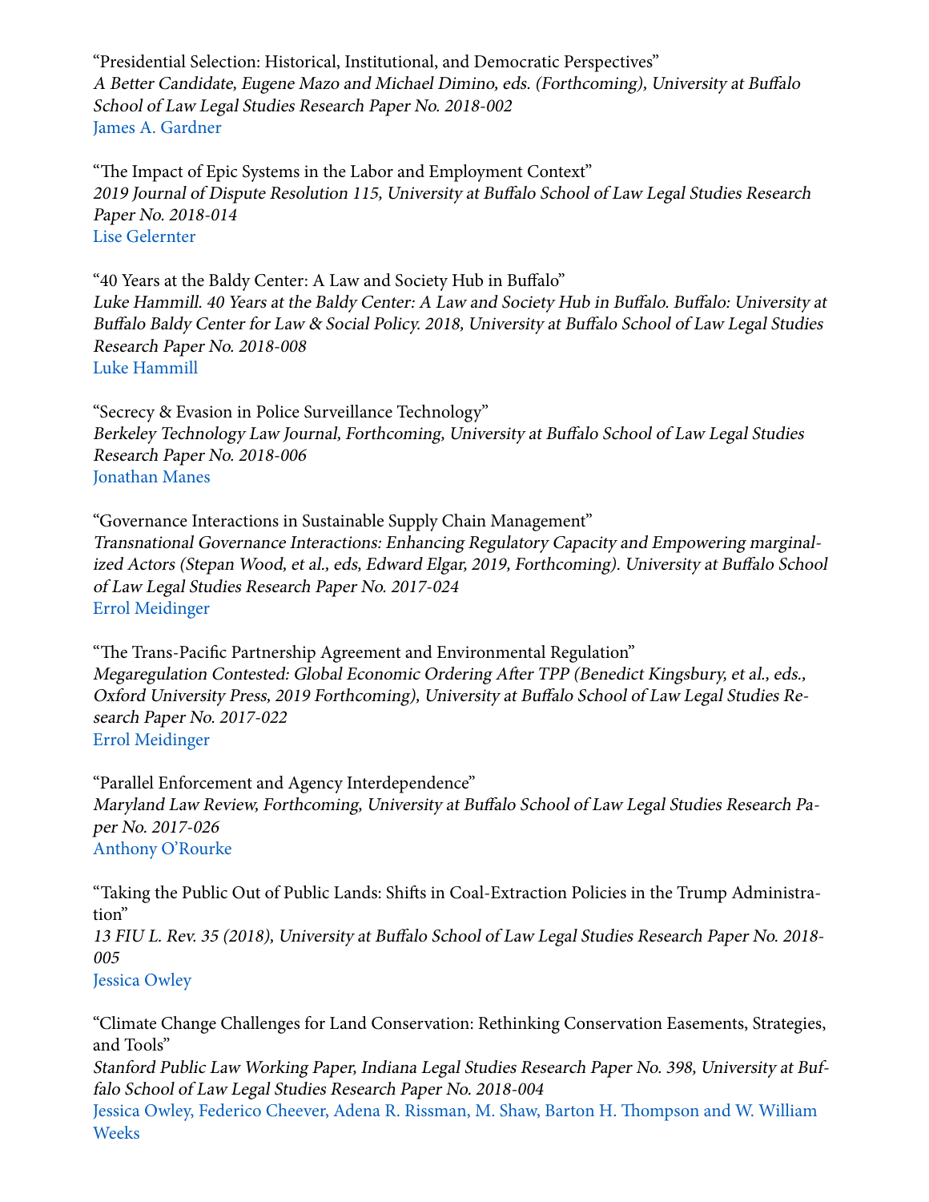"Presidential Selection: Historical, Institutional, and Democratic Perspectives"
*A Better Candidate, Eugene Mazo and Michael Dimino, eds. (Forthcoming), University at Buffalo School of Law Legal Studies Research Paper No. 2018-002*
James A. Gardner

"The Impact of Epic Systems in the Labor and Employment Context"
*2019 Journal of Dispute Resolution 115, University at Buffalo School of Law Legal Studies Research Paper No. 2018-014*
Lise Gelernter

"40 Years at the Baldy Center: A Law and Society Hub in Buffalo"
*Luke Hammill. 40 Years at the Baldy Center: A Law and Society Hub in Buffalo. Buffalo: University at Buffalo Baldy Center for Law & Social Policy. 2018, University at Buffalo School of Law Legal Studies Research Paper No. 2018-008*
Luke Hammill

"Secrecy & Evasion in Police Surveillance Technology"
*Berkeley Technology Law Journal, Forthcoming, University at Buffalo School of Law Legal Studies Research Paper No. 2018-006*
Jonathan Manes

"Governance Interactions in Sustainable Supply Chain Management"
*Transnational Governance Interactions: Enhancing Regulatory Capacity and Empowering marginalized Actors (Stepan Wood, et al., eds, Edward Elgar, 2019, Forthcoming). University at Buffalo School of Law Legal Studies Research Paper No. 2017-024*
Errol Meidinger

"The Trans-Pacific Partnership Agreement and Environmental Regulation"
*Megaregulation Contested: Global Economic Ordering After TPP (Benedict Kingsbury, et al., eds., Oxford University Press, 2019 Forthcoming), University at Buffalo School of Law Legal Studies Research Paper No. 2017-022*
Errol Meidinger

"Parallel Enforcement and Agency Interdependence"
*Maryland Law Review, Forthcoming, University at Buffalo School of Law Legal Studies Research Paper No. 2017-026*
Anthony O'Rourke

"Taking the Public Out of Public Lands: Shifts in Coal-Extraction Policies in the Trump Administration"
*13 FIU L. Rev. 35 (2018), University at Buffalo School of Law Legal Studies Research Paper No. 2018-005*
Jessica Owley

"Climate Change Challenges for Land Conservation: Rethinking Conservation Easements, Strategies, and Tools"
*Stanford Public Law Working Paper, Indiana Legal Studies Research Paper No. 398, University at Buffalo School of Law Legal Studies Research Paper No. 2018-004*
Jessica Owley, Federico Cheever, Adena R. Rissman, M. Shaw, Barton H. Thompson and W. William Weeks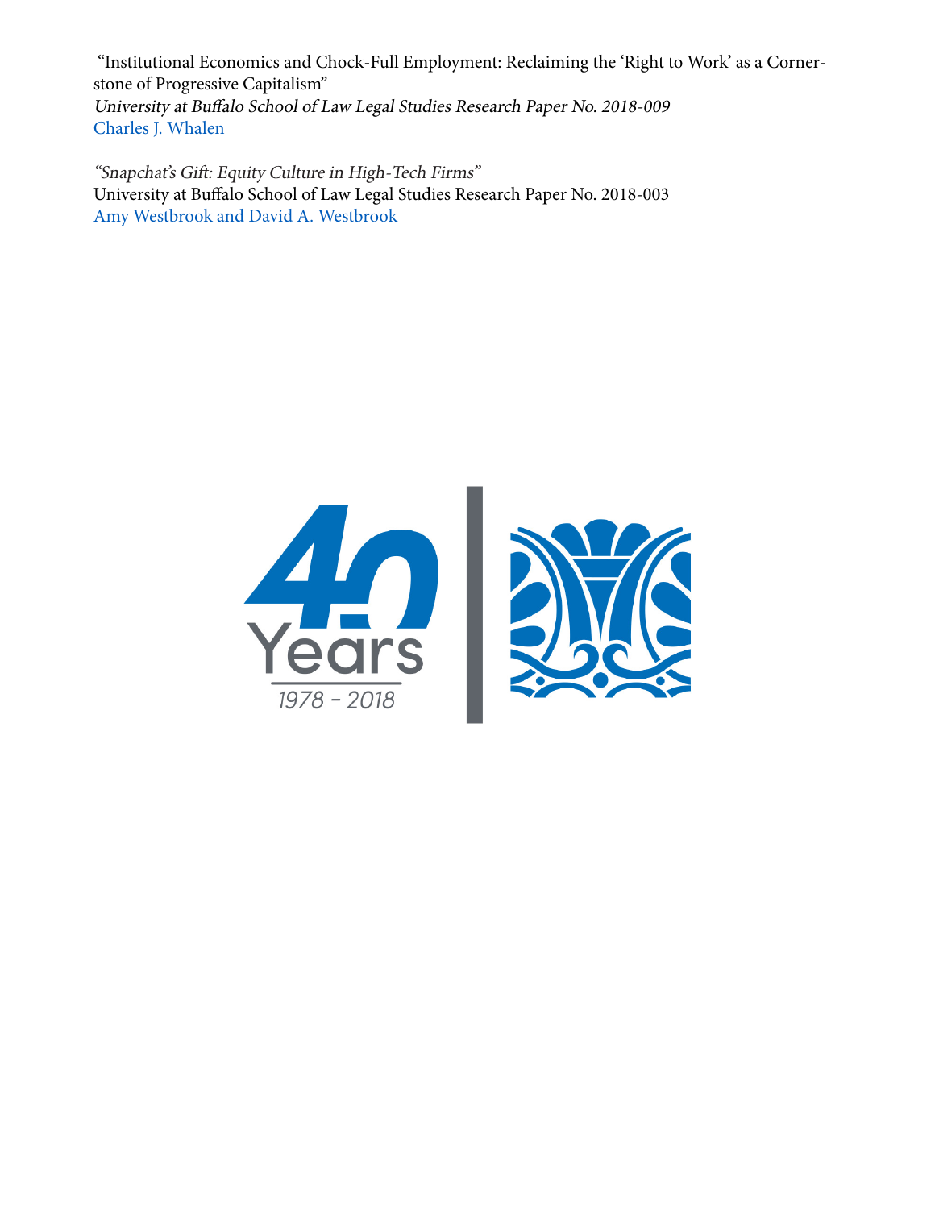"Institutional Economics and Chock-Full Employment: Reclaiming the 'Right to Work' as a Cornerstone of Progressive Capitalism"
*University at Buffalo School of Law Legal Studies Research Paper No. 2018-009*
Charles J. Whalen

*"Snapchat's Gift: Equity Culture in High-Tech Firms"*
University at Buffalo School of Law Legal Studies Research Paper No. 2018-003
Amy Westbrook and David A. Westbrook

40 Years
1978 - 2018